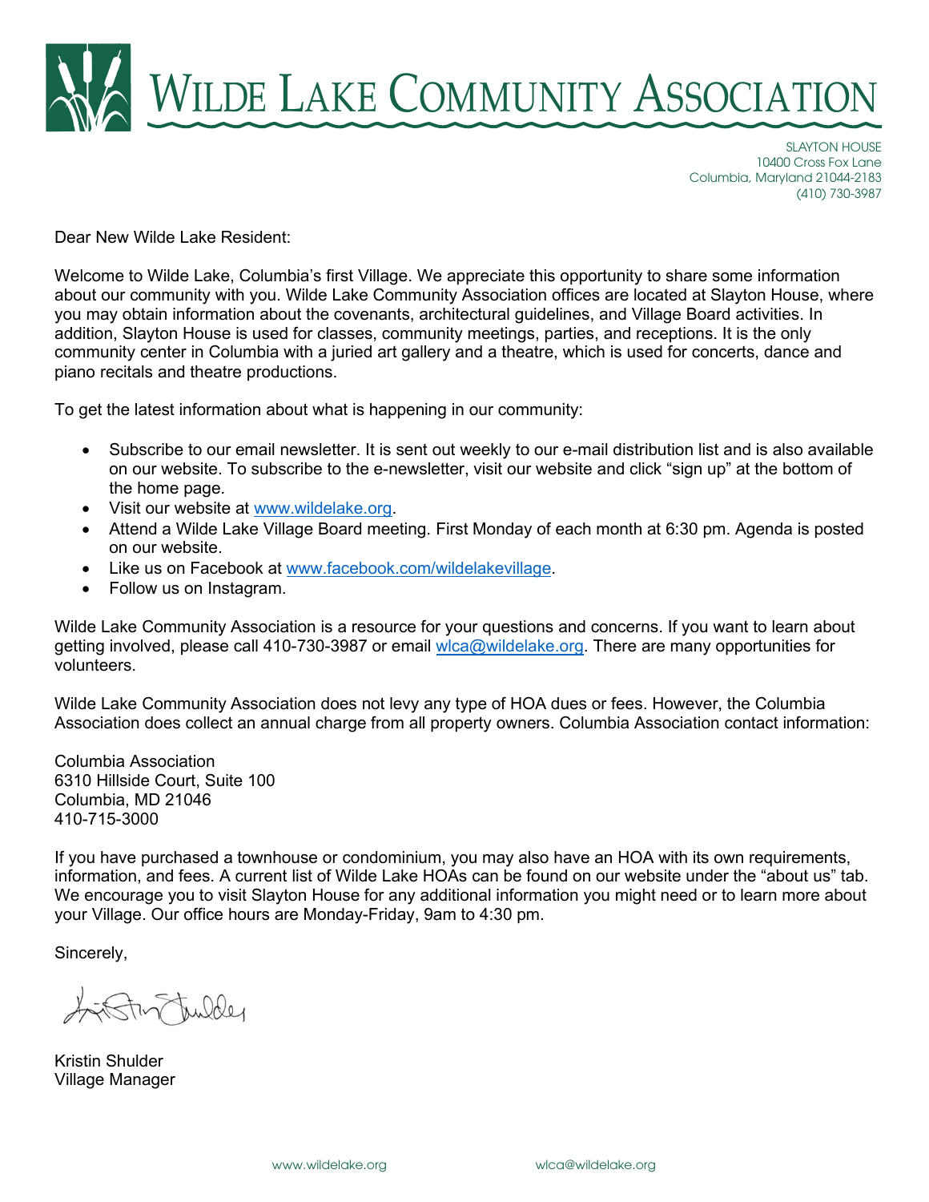# WILDE LAKE COMMUNITY ASSOCIATION

SLAYTON HOUSE
10400 Cross Fox Lane
Columbia, Maryland 21044-2183
(410) 730-3987

Dear New Wilde Lake Resident:

Welcome to Wilde Lake, Columbia's first Village. We appreciate this opportunity to share some information about our community with you. Wilde Lake Community Association offices are located at Slayton House, where you may obtain information about the covenants, architectural guidelines, and Village Board activities. In addition, Slayton House is used for classes, community meetings, parties, and receptions. It is the only community center in Columbia with a juried art gallery and a theatre, which is used for concerts, dance and piano recitals and theatre productions.

To get the latest information about what is happening in our community:

- Subscribe to our email newsletter. It is sent out weekly to our e-mail distribution list and is also available on our website. To subscribe to the e-newsletter, visit our website and click "sign up" at the bottom of the home page.
- Visit our website at www.wildelake.org.
- Attend a Wilde Lake Village Board meeting. First Monday of each month at 6:30 pm. Agenda is posted on our website.
- Like us on Facebook at www.facebook.com/wildelakevillage.
- Follow us on Instagram.

Wilde Lake Community Association is a resource for your questions and concerns. If you want to learn about getting involved, please call 410-730-3987 or email wlca@wildelake.org. There are many opportunities for volunteers.

Wilde Lake Community Association does not levy any type of HOA dues or fees. However, the Columbia Association does collect an annual charge from all property owners. Columbia Association contact information:

Columbia Association
6310 Hillside Court, Suite 100
Columbia, MD 21046
410-715-3000

If you have purchased a townhouse or condominium, you may also have an HOA with its own requirements, information, and fees. A current list of Wilde Lake HOAs can be found on our website under the "about us" tab. We encourage you to visit Slayton House for any additional information you might need or to learn more about your Village. Our office hours are Monday-Friday, 9am to 4:30 pm.

Sincerely,

Kristin Shulder
Village Manager

www.wildelake.org wlca@wildelake.org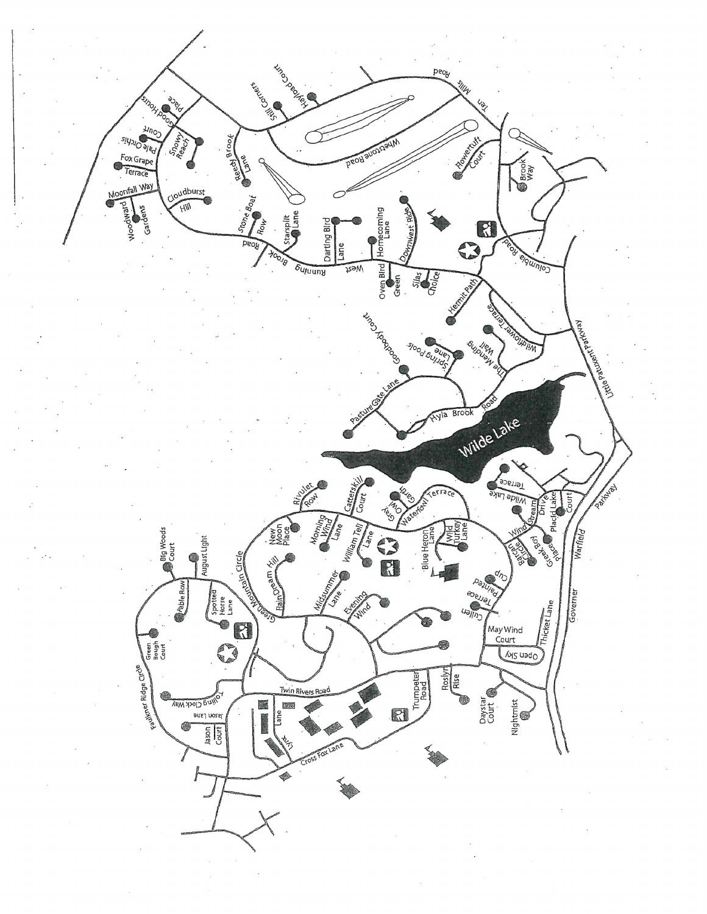Ten Mills Road

Hayload Court

Still Corners

Whetstone Road

Good Hours Place

Snowy Reach

Pale Orchis Court

Fox Grape Terrace

Reedy Brook Lane

Moonfall Way

Woodward Gardens

Cloudburst Hill

Stone Boat Row

Starsplit Lane

Flowertuft Court

Brook Way

Darting Bird Lane

Homecoming Lane

Downwest Ride

West Running Brook Road

Oven Bird Green

Silas Choice

Columbia Road

Hermit Path

Wildflower Terrace

The Mending Wall

Goodbody Court

Spring Pools Lane

Pasture Gate Lane

Hyla Brook Road

Wilde Lake

Little Patuxent Parkway

Rivulet Row

Catterskill Court

Gray Owl Garth

Waterfowl Terrace

New Moon Place

Morning Wind Lane

William Tell Lane

Blue Heron Lane

Wild Turkey Lane

Wilde Lake Terrace

Stream Drive

Wind Placid Lake Court

Barcan Circle

Greek Boy Place

Big Woods Court

August Light

Fable Row

Spotted Horse Lane

Green Mountain Circle

Rain Dream Hill

Midsummer Lane

Evening Wind

Painted Cup

Cullen Terrace

Governor Warfield Parkway

Thicket Lane

May Wind Court

Open Sky

Green Bough Court

Faulkner Ridge Circle

Rolling Clock Way

Twin Rivers Road

Jason Lane

Jason Court

Lynx Lane

Cross Fox Lane

Trumpeter Road

Roslyn Rise

Daystar Court

Nightmist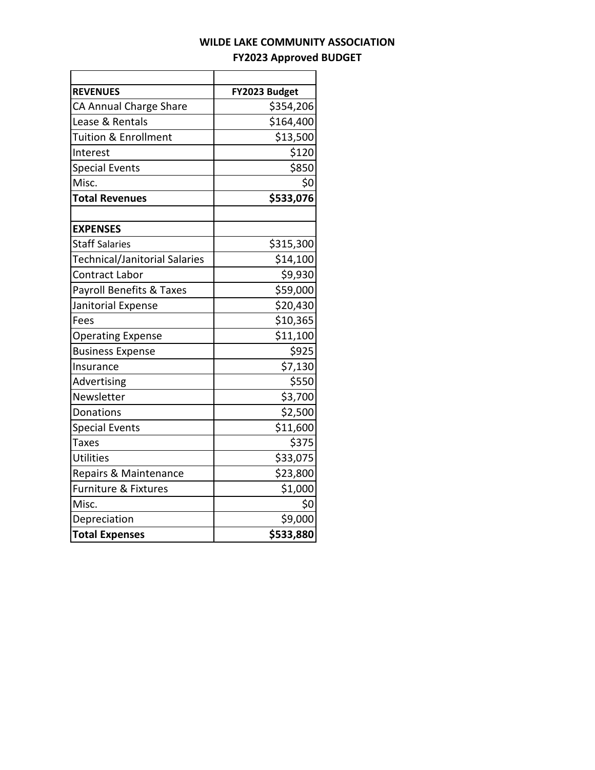# WILDE LAKE COMMUNITY ASSOCIATION
## FY2023 Approved BUDGET

| | |
|---|---|
| **REVENUES** | **FY2023 Budget** |
| CA Annual Charge Share | $354,206 |
| Lease & Rentals | $164,400 |
| Tuition & Enrollment | $13,500 |
| Interest | $120 |
| Special Events | $850 |
| Misc. | $0 |
| **Total Revenues** | **$533,076** |
| | |
| **EXPENSES** | |
| Staff Salaries | $315,300 |
| Technical/Janitorial Salaries | $14,100 |
| Contract Labor | $9,930 |
| Payroll Benefits & Taxes | $59,000 |
| Janitorial Expense | $20,430 |
| Fees | $10,365 |
| Operating Expense | $11,100 |
| Business Expense | $925 |
| Insurance | $7,130 |
| Advertising | $550 |
| Newsletter | $3,700 |
| Donations | $2,500 |
| Special Events | $11,600 |
| Taxes | $375 |
| Utilities | $33,075 |
| Repairs & Maintenance | $23,800 |
| Furniture & Fixtures | $1,000 |
| Misc. | $0 |
| Depreciation | $9,000 |
| **Total Expenses** | **$533,880** |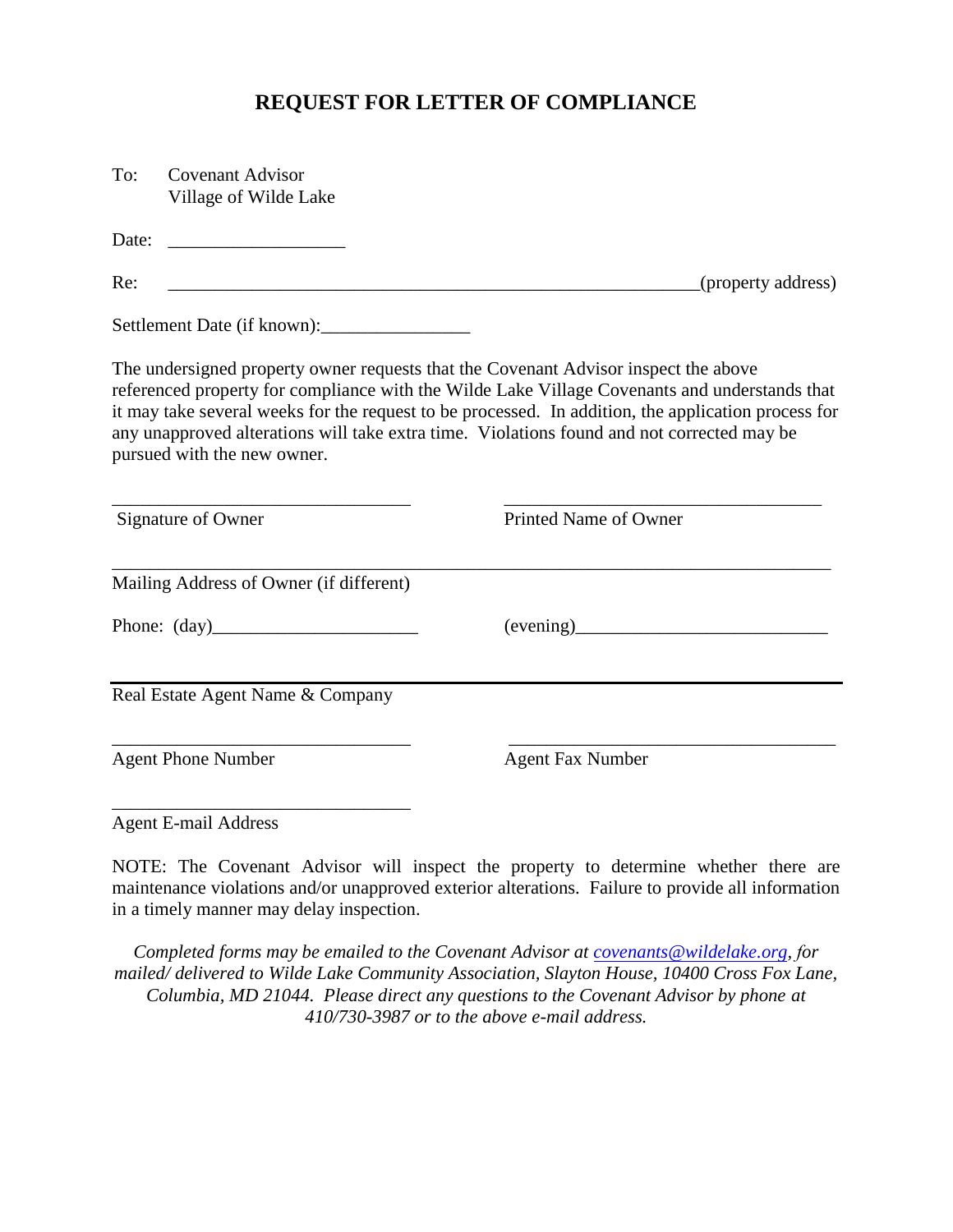# REQUEST FOR LETTER OF COMPLIANCE

To: Covenant Advisor
Village of Wilde Lake

Date: ___________________

Re: ___________________________________________________________(property address)

Settlement Date (if known):________________

The undersigned property owner requests that the Covenant Advisor inspect the above referenced property for compliance with the Wilde Lake Village Covenants and understands that it may take several weeks for the request to be processed. In addition, the application process for any unapproved alterations will take extra time. Violations found and not corrected may be pursued with the new owner.

________________________________ ________________________________
Signature of Owner Printed Name of Owner

______________________________________________________________________________
Mailing Address of Owner (if different)

Phone: (day)______________________ (evening)___________________________

______________________________________________________________________________
Real Estate Agent Name & Company

________________________________ ________________________________
Agent Phone Number Agent Fax Number

________________________________
Agent E-mail Address

NOTE: The Covenant Advisor will inspect the property to determine whether there are maintenance violations and/or unapproved exterior alterations. Failure to provide all information in a timely manner may delay inspection.

*Completed forms may be emailed to the Covenant Advisor at covenants@wildelake.org, for mailed/ delivered to Wilde Lake Community Association, Slayton House, 10400 Cross Fox Lane, Columbia, MD 21044. Please direct any questions to the Covenant Advisor by phone at 410/730-3987 or to the above e-mail address.*